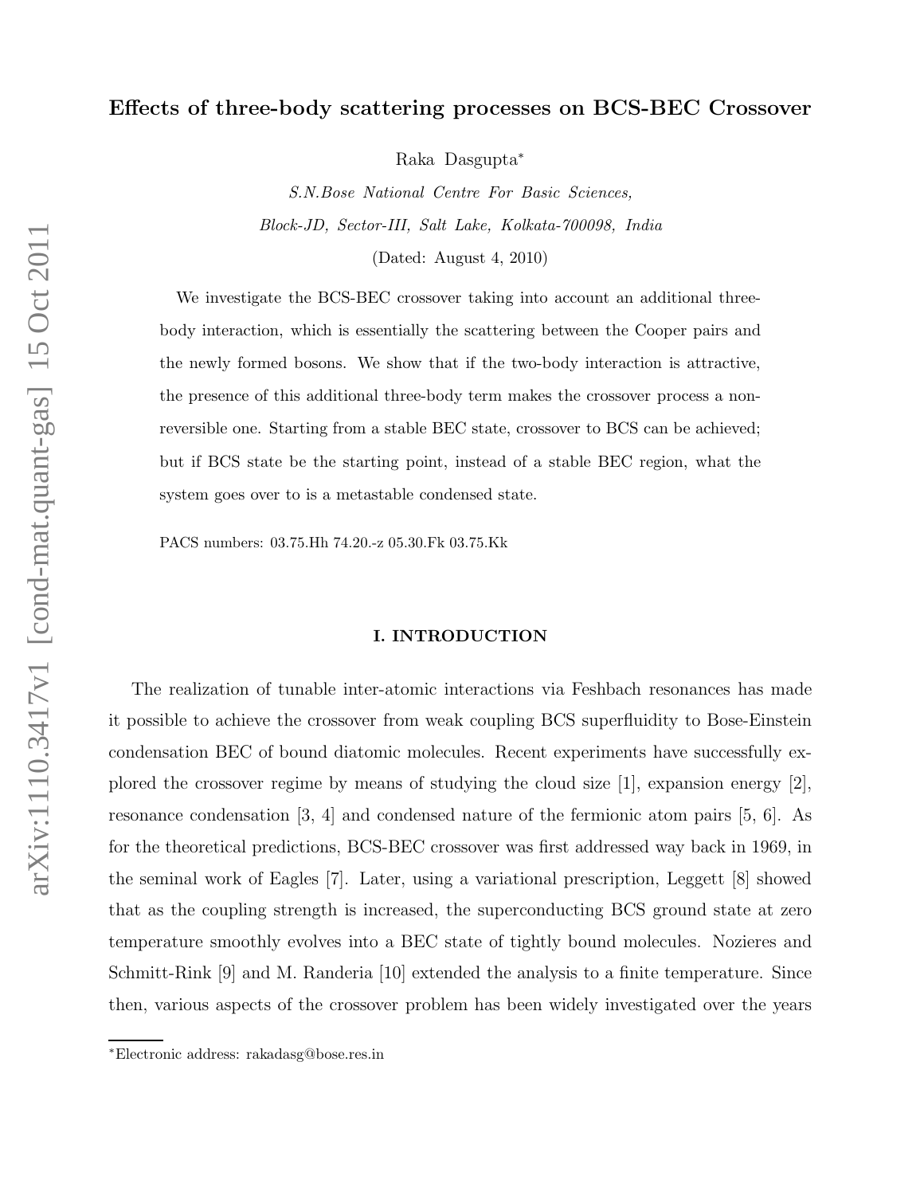# Effects of three-body scattering processes on BCS-BEC Crossover

Raka Dasgupta[*]

*S.N.Bose National Centre For Basic Sciences,*

*Block-JD, Sector-III, Salt Lake, Kolkata-700098, India*

(Dated: August 4, 2010)

We investigate the BCS-BEC crossover taking into account an additional three-body interaction, which is essentially the scattering between the Cooper pairs and the newly formed bosons. We show that if the two-body interaction is attractive, the presence of this additional three-body term makes the crossover process a non-reversible one. Starting from a stable BEC state, crossover to BCS can be achieved; but if BCS state be the starting point, instead of a stable BEC region, what the system goes over to is a metastable condensed state.

PACS numbers: 03.75.Hh 74.20.-z 05.30.Fk 03.75.Kk

## I. INTRODUCTION

The realization of tunable inter-atomic interactions via Feshbach resonances has made it possible to achieve the crossover from weak coupling BCS superfluidity to Bose-Einstein condensation BEC of bound diatomic molecules. Recent experiments have successfully explored the crossover regime by means of studying the cloud size [1], expansion energy [2], resonance condensation [3, 4] and condensed nature of the fermionic atom pairs [5, 6]. As for the theoretical predictions, BCS-BEC crossover was first addressed way back in 1969, in the seminal work of Eagles [7]. Later, using a variational prescription, Leggett [8] showed that as the coupling strength is increased, the superconducting BCS ground state at zero temperature smoothly evolves into a BEC state of tightly bound molecules. Nozieres and Schmitt-Rink [9] and M. Randeria [10] extended the analysis to a finite temperature. Since then, various aspects of the crossover problem has been widely investigated over the years

[*] Electronic address: rakadasg@bose.res.in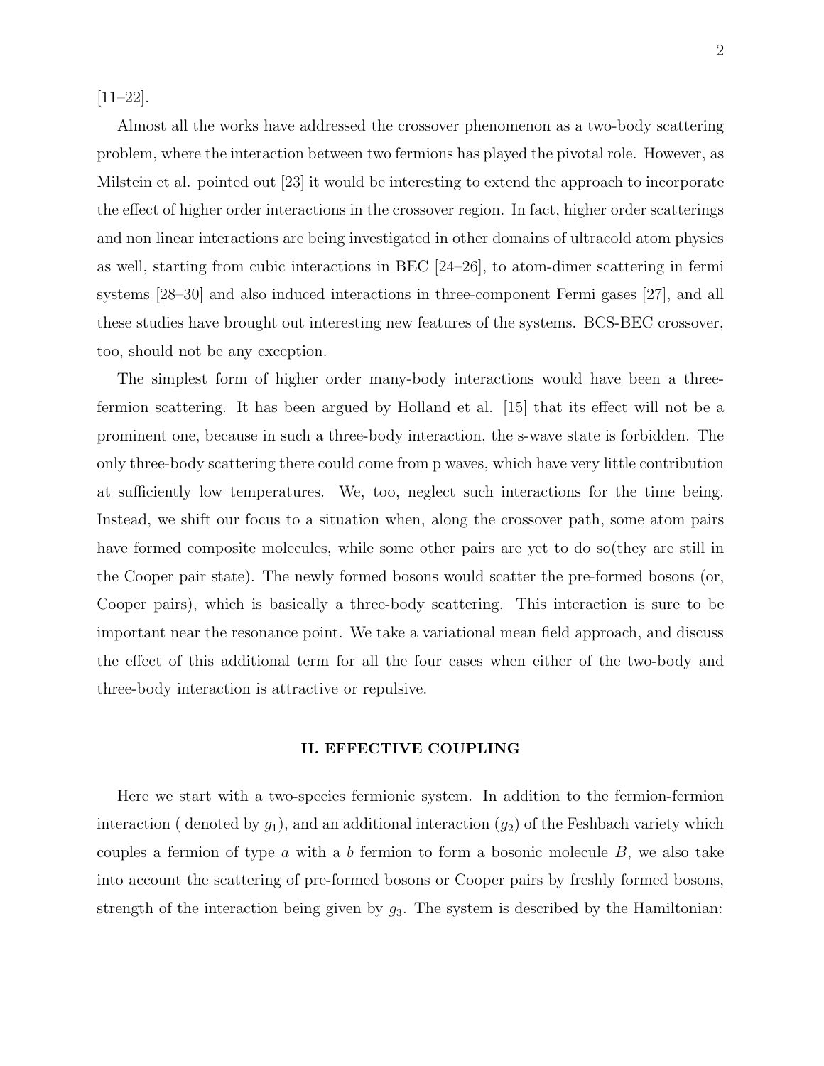[11–22].

Almost all the works have addressed the crossover phenomenon as a two-body scattering problem, where the interaction between two fermions has played the pivotal role. However, as Milstein et al. pointed out [23] it would be interesting to extend the approach to incorporate the effect of higher order interactions in the crossover region. In fact, higher order scatterings and non linear interactions are being investigated in other domains of ultracold atom physics as well, starting from cubic interactions in BEC [24–26], to atom-dimer scattering in fermi systems [28–30] and also induced interactions in three-component Fermi gases [27], and all these studies have brought out interesting new features of the systems. BCS-BEC crossover, too, should not be any exception.

The simplest form of higher order many-body interactions would have been a three-fermion scattering. It has been argued by Holland et al. [15] that its effect will not be a prominent one, because in such a three-body interaction, the s-wave state is forbidden. The only three-body scattering there could come from p waves, which have very little contribution at sufficiently low temperatures. We, too, neglect such interactions for the time being. Instead, we shift our focus to a situation when, along the crossover path, some atom pairs have formed composite molecules, while some other pairs are yet to do so(they are still in the Cooper pair state). The newly formed bosons would scatter the pre-formed bosons (or, Cooper pairs), which is basically a three-body scattering. This interaction is sure to be important near the resonance point. We take a variational mean field approach, and discuss the effect of this additional term for all the four cases when either of the two-body and three-body interaction is attractive or repulsive.

## II. EFFECTIVE COUPLING

Here we start with a two-species fermionic system. In addition to the fermion-fermion interaction ( denoted by $g_1$), and an additional interaction ($g_2$) of the Feshbach variety which couples a fermion of type $a$ with a $b$ fermion to form a bosonic molecule $B$, we also take into account the scattering of pre-formed bosons or Cooper pairs by freshly formed bosons, strength of the interaction being given by $g_3$. The system is described by the Hamiltonian: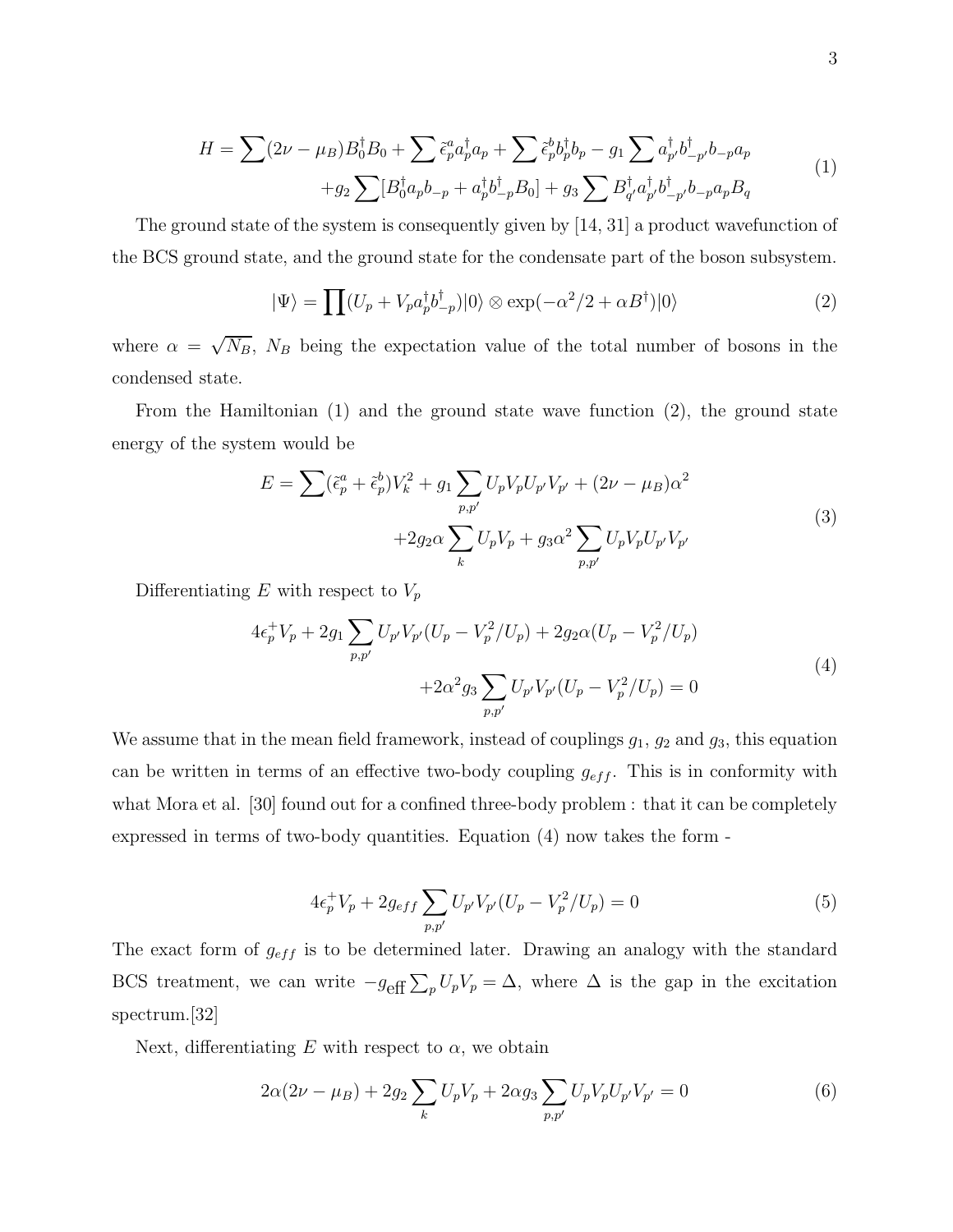$$H = \sum(2\nu - \mu_B)B_0^\dagger B_0 + \sum \tilde{\epsilon}_p^a a_p^\dagger a_p + \sum \tilde{\epsilon}_p^b b_p^\dagger b_p - g_1 \sum a_{p'}^\dagger b_{-p'}^\dagger b_{-p} a_p$$
$$+ g_2 \sum [B_0^\dagger a_p b_{-p} + a_p^\dagger b_{-p}^\dagger B_0] + g_3 \sum B_{q'}^\dagger a_{p'}^\dagger b_{-p'}^\dagger b_{-p} a_p B_q \tag{1}$$

The ground state of the system is consequently given by [14, 31] a product wavefunction of the BCS ground state, and the ground state for the condensate part of the boson subsystem.

$$|\Psi\rangle = \prod (U_p + V_p a_p^\dagger b_{-p}^\dagger)|0\rangle \otimes \exp(-\alpha^2/2 + \alpha B^\dagger)|0\rangle \tag{2}$$

where $\alpha = \sqrt{N_B}$, $N_B$ being the expectation value of the total number of bosons in the condensed state.

From the Hamiltonian (1) and the ground state wave function (2), the ground state energy of the system would be

$$E = \sum (\tilde{\epsilon}_p^a + \tilde{\epsilon}_p^b) V_k^2 + g_1 \sum_{p,p'} U_p V_p U_{p'} V_{p'} + (2\nu - \mu_B)\alpha^2$$
$$+ 2g_2 \alpha \sum_k U_p V_p + g_3 \alpha^2 \sum_{p,p'} U_p V_p U_{p'} V_{p'} \tag{3}$$

Differentiating $E$ with respect to $V_p$

$$4\epsilon_p^+ V_p + 2g_1 \sum_{p,p'} U_{p'} V_{p'} (U_p - V_p^2/U_p) + 2g_2 \alpha (U_p - V_p^2/U_p)$$
$$+ 2\alpha^2 g_3 \sum_{p,p'} U_{p'} V_{p'} (U_p - V_p^2/U_p) = 0 \tag{4}$$

We assume that in the mean field framework, instead of couplings $g_1$, $g_2$ and $g_3$, this equation can be written in terms of an effective two-body coupling $g_{eff}$. This is in conformity with what Mora et al. [30] found out for a confined three-body problem : that it can be completely expressed in terms of two-body quantities. Equation (4) now takes the form -

$$4\epsilon_p^+ V_p + 2g_{eff} \sum_{p,p'} U_{p'} V_{p'} (U_p - V_p^2/U_p) = 0 \tag{5}$$

The exact form of $g_{eff}$ is to be determined later. Drawing an analogy with the standard BCS treatment, we can write $-g_{\text{eff}} \sum_p U_p V_p = \Delta$, where $\Delta$ is the gap in the excitation spectrum.[32]

Next, differentiating $E$ with respect to $\alpha$, we obtain

$$2\alpha(2\nu - \mu_B) + 2g_2 \sum_k U_p V_p + 2\alpha g_3 \sum_{p,p'} U_p V_p U_{p'} V_{p'} = 0 \tag{6}$$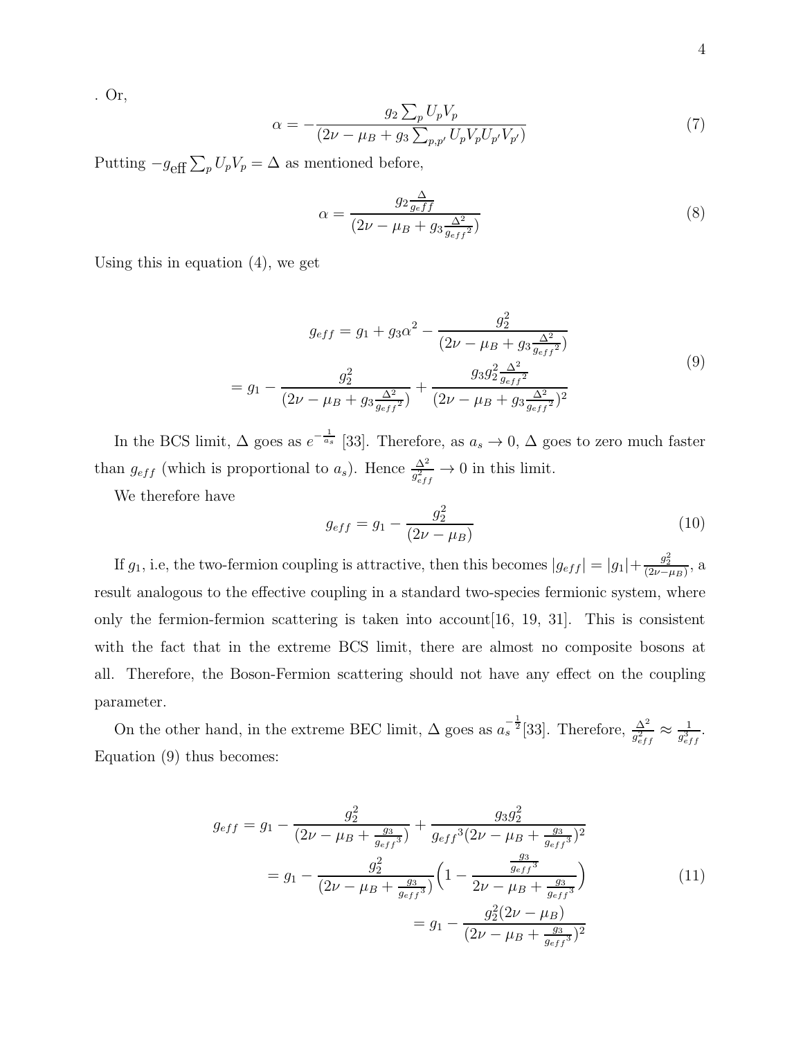. Or,

$$\alpha = -\frac{g_2 \sum_p U_p V_p}{(2\nu - \mu_B + g_3 \sum_{p,p'} U_p V_p U_{p'} V_{p'})} \tag{7}$$

Putting $-g_{\text{eff}} \sum_p U_p V_p = \Delta$ as mentioned before,

$$\alpha = \frac{g_2 \frac{\Delta}{g_{eff}}}{(2\nu - \mu_B + g_3 \frac{\Delta^2}{g_{eff}{}^2})} \tag{8}$$

Using this in equation (4), we get

$$\begin{aligned} g_{eff} &= g_1 + g_3 \alpha^2 - \frac{g_2^2}{(2\nu - \mu_B + g_3 \frac{\Delta^2}{g_{eff}{}^2})} \\ &= g_1 - \frac{g_2^2}{(2\nu - \mu_B + g_3 \frac{\Delta^2}{g_{eff}{}^2})} + \frac{g_3 g_2^2 \frac{\Delta^2}{g_{eff}{}^2}}{(2\nu - \mu_B + g_3 \frac{\Delta^2}{g_{eff}{}^2})^2} \end{aligned} \tag{9}$$

In the BCS limit, $\Delta$ goes as $e^{-\frac{1}{a_s}}$ [33]. Therefore, as $a_s \to 0$, $\Delta$ goes to zero much faster than $g_{eff}$ (which is proportional to $a_s$). Hence $\frac{\Delta^2}{g_{eff}^2} \to 0$ in this limit.

We therefore have

$$g_{eff} = g_1 - \frac{g_2^2}{(2\nu - \mu_B)} \tag{10}$$

If $g_1$, i.e, the two-fermion coupling is attractive, then this becomes $|g_{eff}| = |g_1| + \frac{g_2^2}{(2\nu - \mu_B)}$, a result analogous to the effective coupling in a standard two-species fermionic system, where only the fermion-fermion scattering is taken into account[16, 19, 31]. This is consistent with the fact that in the extreme BCS limit, there are almost no composite bosons at all. Therefore, the Boson-Fermion scattering should not have any effect on the coupling parameter.

On the other hand, in the extreme BEC limit, $\Delta$ goes as $a_s^{-\frac{1}{2}}$[33]. Therefore, $\frac{\Delta^2}{g_{eff}^2} \approx \frac{1}{g_{eff}^3}$. Equation (9) thus becomes:

$$\begin{aligned} g_{eff} &= g_1 - \frac{g_2^2}{(2\nu - \mu_B + \frac{g_3}{g_{eff}{}^3})} + \frac{g_3 g_2^2}{g_{eff}{}^3 (2\nu - \mu_B + \frac{g_3}{g_{eff}{}^3})^2} \\ &= g_1 - \frac{g_2^2}{(2\nu - \mu_B + \frac{g_3}{g_{eff}{}^3})} \Big( 1 - \frac{\frac{g_3}{g_{eff}{}^3}}{2\nu - \mu_B + \frac{g_3}{g_{eff}{}^3}} \Big) \\ &= g_1 - \frac{g_2^2 (2\nu - \mu_B)}{(2\nu - \mu_B + \frac{g_3}{g_{eff}{}^3})^2} \end{aligned} \tag{11}$$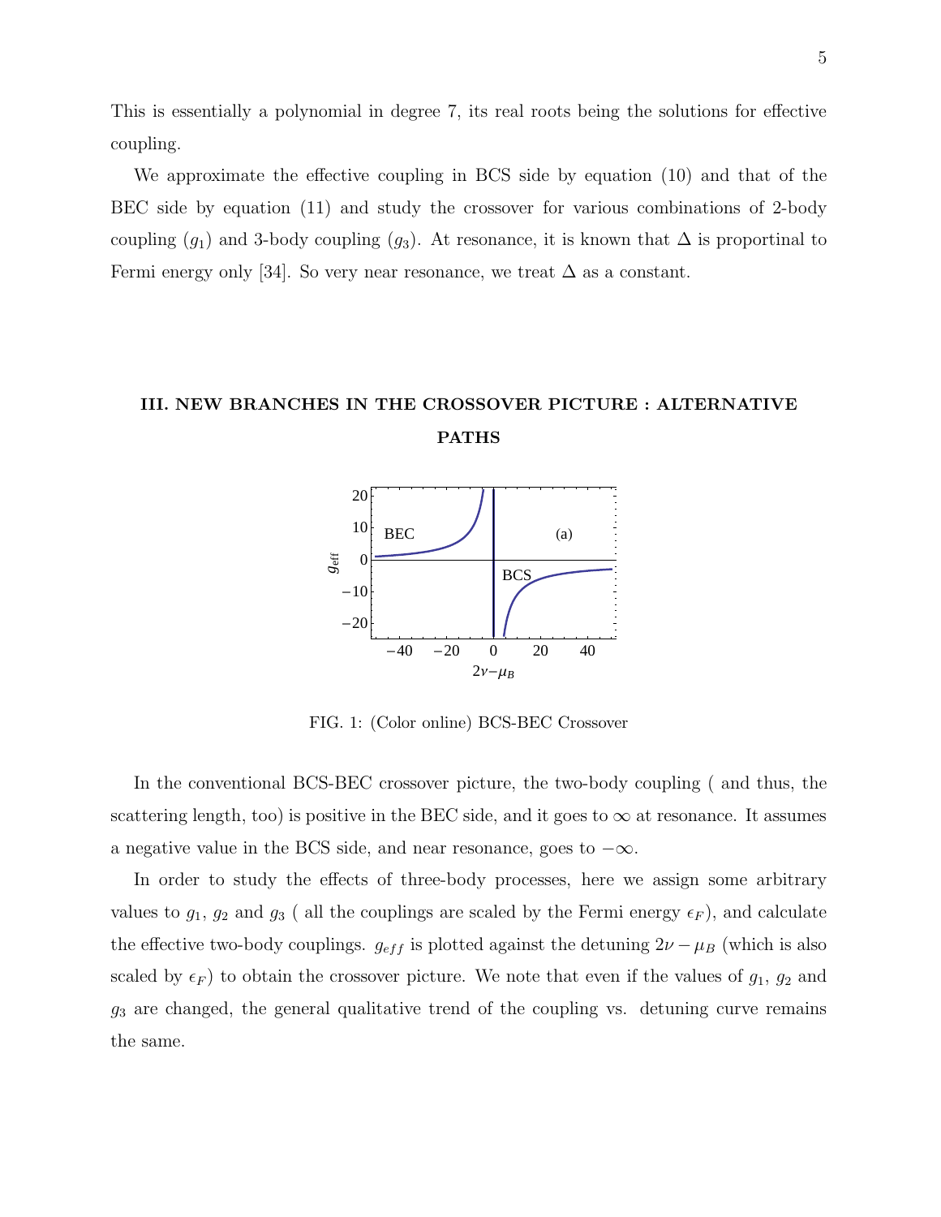This is essentially a polynomial in degree 7, its real roots being the solutions for effective coupling.

We approximate the effective coupling in BCS side by equation (10) and that of the BEC side by equation (11) and study the crossover for various combinations of 2-body coupling ($g_1$) and 3-body coupling ($g_3$). At resonance, it is known that $\Delta$ is proportinal to Fermi energy only [34]. So very near resonance, we treat $\Delta$ as a constant.

## III. NEW BRANCHES IN THE CROSSOVER PICTURE : ALTERNATIVE PATHS

FIG. 1: (Color online) BCS-BEC Crossover

In the conventional BCS-BEC crossover picture, the two-body coupling ( and thus, the scattering length, too) is positive in the BEC side, and it goes to $\infty$ at resonance. It assumes a negative value in the BCS side, and near resonance, goes to $-\infty$.

In order to study the effects of three-body processes, here we assign some arbitrary values to $g_1$, $g_2$ and $g_3$ ( all the couplings are scaled by the Fermi energy $\epsilon_F$), and calculate the effective two-body couplings. $g_{eff}$ is plotted against the detuning $2\nu - \mu_B$ (which is also scaled by $\epsilon_F$) to obtain the crossover picture. We note that even if the values of $g_1$, $g_2$ and $g_3$ are changed, the general qualitative trend of the coupling vs. detuning curve remains the same.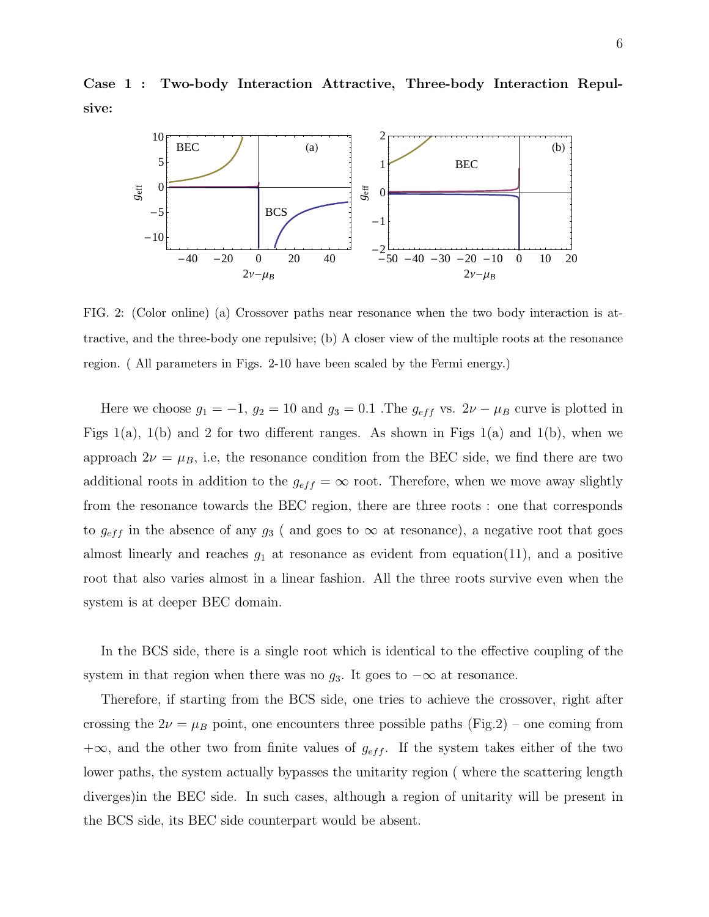**Case 1 : Two-body Interaction Attractive, Three-body Interaction Repulsive:**

FIG. 2: (Color online) (a) Crossover paths near resonance when the two body interaction is attractive, and the three-body one repulsive; (b) A closer view of the multiple roots at the resonance region. ( All parameters in Figs. 2-10 have been scaled by the Fermi energy.)

Here we choose $g_1 = -1$, $g_2 = 10$ and $g_3 = 0.1$ .The $g_{eff}$ vs. $2\nu - \mu_B$ curve is plotted in Figs 1(a), 1(b) and 2 for two different ranges. As shown in Figs 1(a) and 1(b), when we approach $2\nu = \mu_B$, i.e, the resonance condition from the BEC side, we find there are two additional roots in addition to the $g_{eff} = \infty$ root. Therefore, when we move away slightly from the resonance towards the BEC region, there are three roots : one that corresponds to $g_{eff}$ in the absence of any $g_3$ ( and goes to $\infty$ at resonance), a negative root that goes almost linearly and reaches $g_1$ at resonance as evident from equation(11), and a positive root that also varies almost in a linear fashion. All the three roots survive even when the system is at deeper BEC domain.

In the BCS side, there is a single root which is identical to the effective coupling of the system in that region when there was no $g_3$. It goes to $-\infty$ at resonance.

Therefore, if starting from the BCS side, one tries to achieve the crossover, right after crossing the $2\nu = \mu_B$ point, one encounters three possible paths (Fig.2) – one coming from $+\infty$, and the other two from finite values of $g_{eff}$. If the system takes either of the two lower paths, the system actually bypasses the unitarity region ( where the scattering length diverges)in the BEC side. In such cases, although a region of unitarity will be present in the BCS side, its BEC side counterpart would be absent.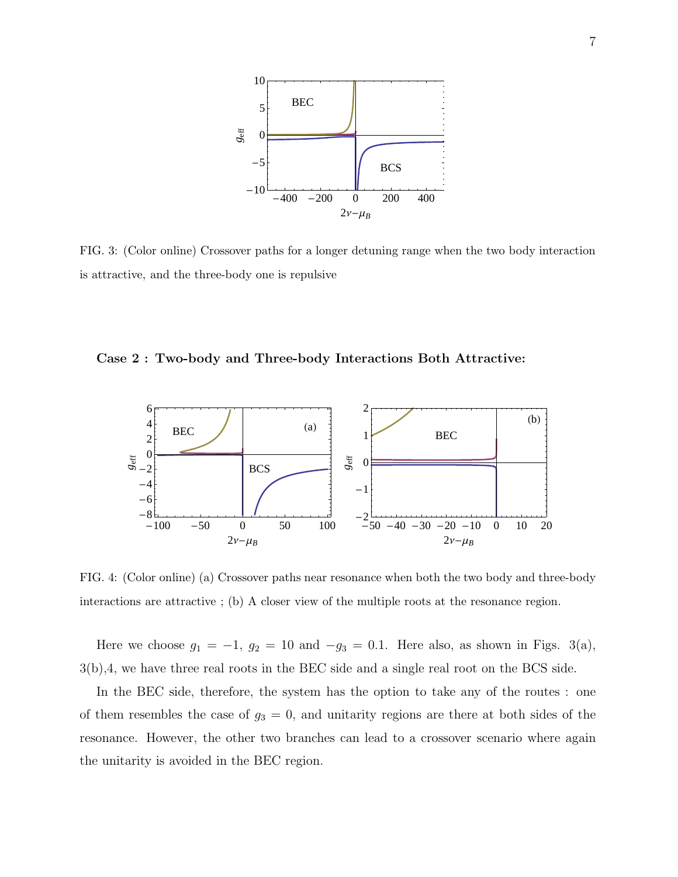FIG. 3: (Color online) Crossover paths for a longer detuning range when the two body interaction is attractive, and the three-body one is repulsive

**Case 2 : Two-body and Three-body Interactions Both Attractive:**

FIG. 4: (Color online) (a) Crossover paths near resonance when both the two body and three-body interactions are attractive ; (b) A closer view of the multiple roots at the resonance region.

Here we choose $g_1 = -1$, $g_2 = 10$ and $-g_3 = 0.1$. Here also, as shown in Figs. 3(a), 3(b),4, we have three real roots in the BEC side and a single real root on the BCS side.

In the BEC side, therefore, the system has the option to take any of the routes : one of them resembles the case of $g_3 = 0$, and unitarity regions are there at both sides of the resonance. However, the other two branches can lead to a crossover scenario where again the unitarity is avoided in the BEC region.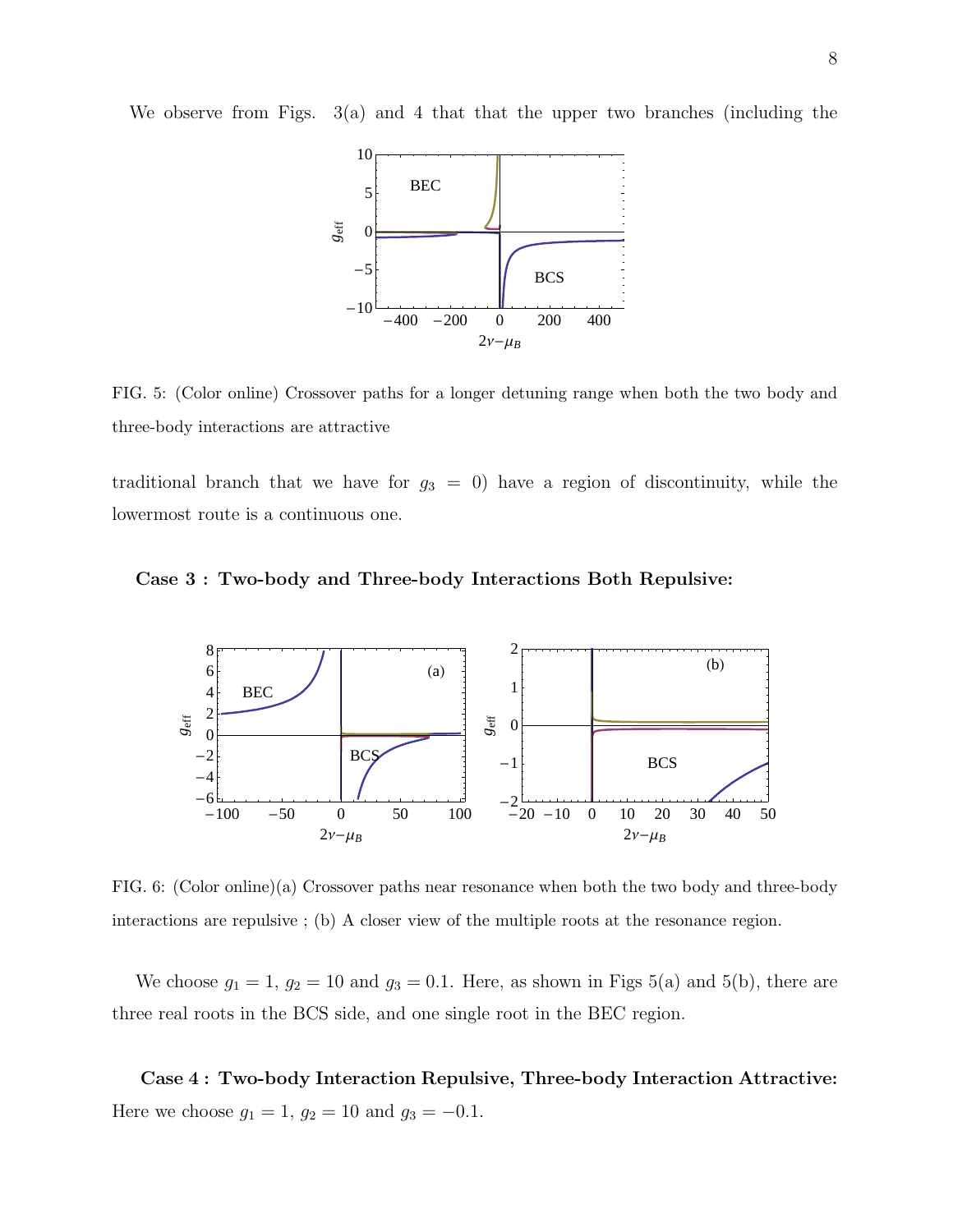We observe from Figs. 3(a) and 4 that that the upper two branches (including the traditional branch that we have for $g_3 = 0$) have a region of discontinuity, while the lowermost route is a continuous one.

FIG. 5: (Color online) Crossover paths for a longer detuning range when both the two body and three-body interactions are attractive

**Case 3 : Two-body and Three-body Interactions Both Repulsive:**

FIG. 6: (Color online)(a) Crossover paths near resonance when both the two body and three-body interactions are repulsive ; (b) A closer view of the multiple roots at the resonance region.

We choose $g_1 = 1$, $g_2 = 10$ and $g_3 = 0.1$. Here, as shown in Figs 5(a) and 5(b), there are three real roots in the BCS side, and one single root in the BEC region.

**Case 4 : Two-body Interaction Repulsive, Three-body Interaction Attractive:** Here we choose $g_1 = 1$, $g_2 = 10$ and $g_3 = -0.1$.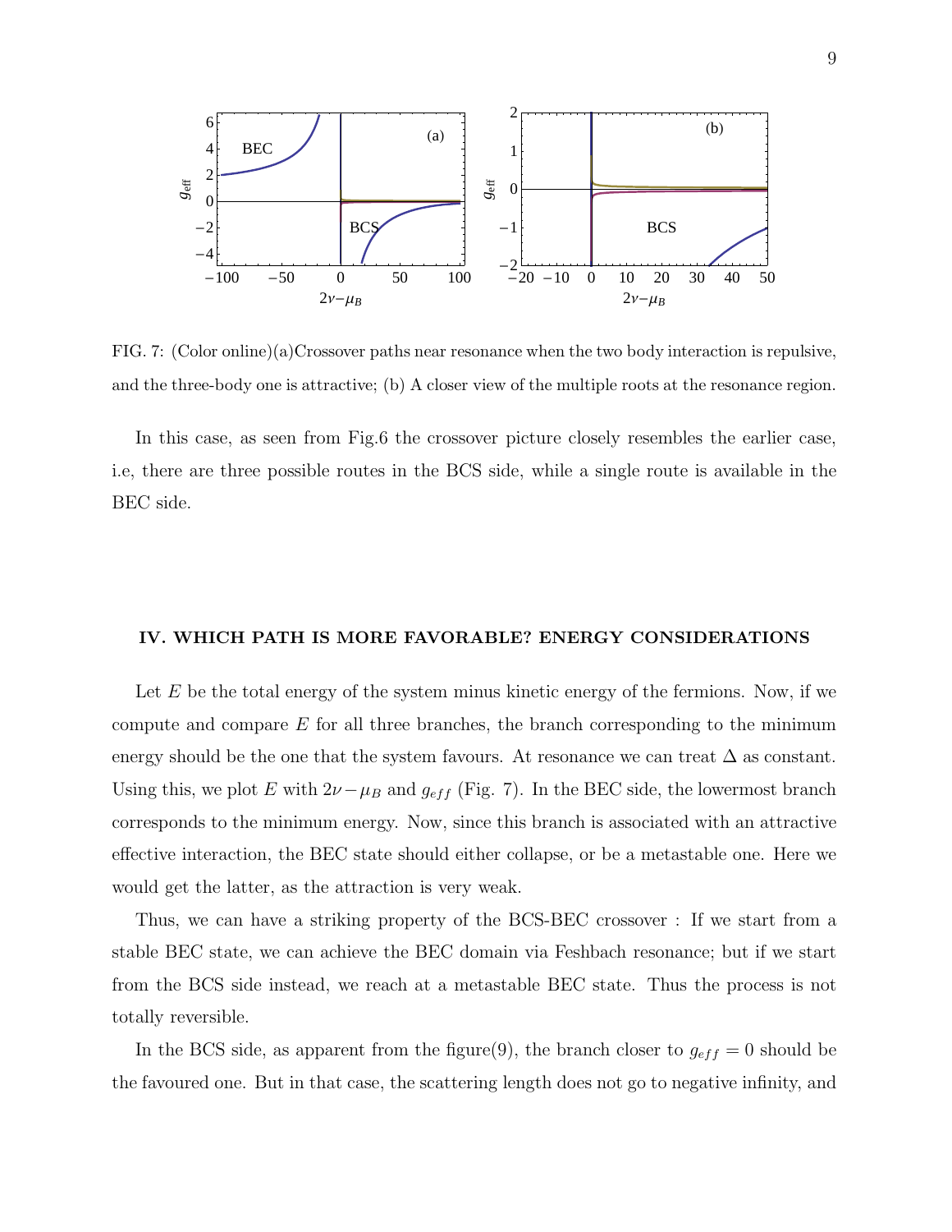FIG. 7: (Color online)(a)Crossover paths near resonance when the two body interaction is repulsive, and the three-body one is attractive; (b) A closer view of the multiple roots at the resonance region.

In this case, as seen from Fig.6 the crossover picture closely resembles the earlier case, i.e, there are three possible routes in the BCS side, while a single route is available in the BEC side.

## IV. WHICH PATH IS MORE FAVORABLE? ENERGY CONSIDERATIONS

Let $E$ be the total energy of the system minus kinetic energy of the fermions. Now, if we compute and compare $E$ for all three branches, the branch corresponding to the minimum energy should be the one that the system favours. At resonance we can treat $\Delta$ as constant. Using this, we plot $E$ with $2\nu - \mu_B$ and $g_{eff}$ (Fig. 7). In the BEC side, the lowermost branch corresponds to the minimum energy. Now, since this branch is associated with an attractive effective interaction, the BEC state should either collapse, or be a metastable one. Here we would get the latter, as the attraction is very weak.

Thus, we can have a striking property of the BCS-BEC crossover : If we start from a stable BEC state, we can achieve the BEC domain via Feshbach resonance; but if we start from the BCS side instead, we reach at a metastable BEC state. Thus the process is not totally reversible.

In the BCS side, as apparent from the figure(9), the branch closer to $g_{eff} = 0$ should be the favoured one. But in that case, the scattering length does not go to negative infinity, and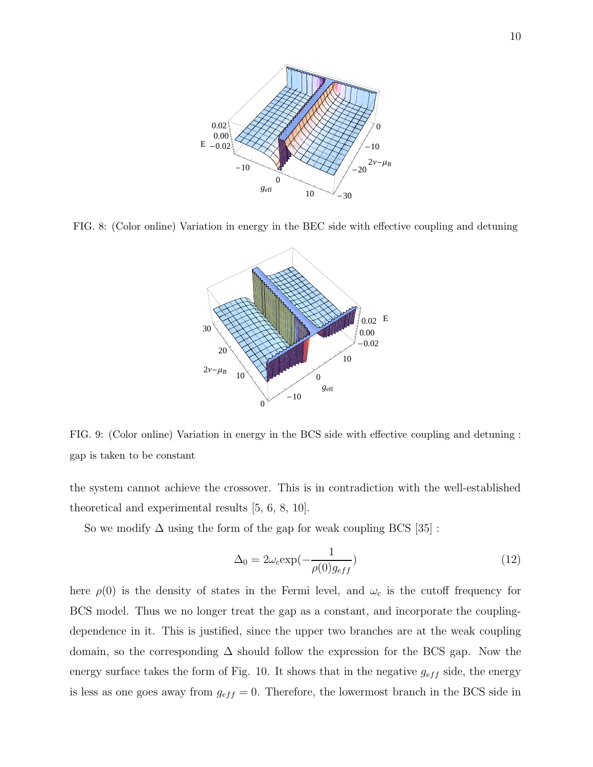FIG. 8: (Color online) Variation in energy in the BEC side with effective coupling and detuning

FIG. 9: (Color online) Variation in energy in the BCS side with effective coupling and detuning : gap is taken to be constant

the system cannot achieve the crossover. This is in contradiction with the well-established theoretical and experimental results [5, 6, 8, 10].

So we modify $\Delta$ using the form of the gap for weak coupling BCS [35] :

$$\Delta_0 = 2\omega_c \exp(-\frac{1}{\rho(0)g_{eff}}) \tag{12}$$

here $\rho(0)$ is the density of states in the Fermi level, and $\omega_c$ is the cutoff frequency for BCS model. Thus we no longer treat the gap as a constant, and incorporate the coupling-dependence in it. This is justified, since the upper two branches are at the weak coupling domain, so the corresponding $\Delta$ should follow the expression for the BCS gap. Now the energy surface takes the form of Fig. 10. It shows that in the negative $g_{eff}$ side, the energy is less as one goes away from $g_{eff} = 0$. Therefore, the lowermost branch in the BCS side in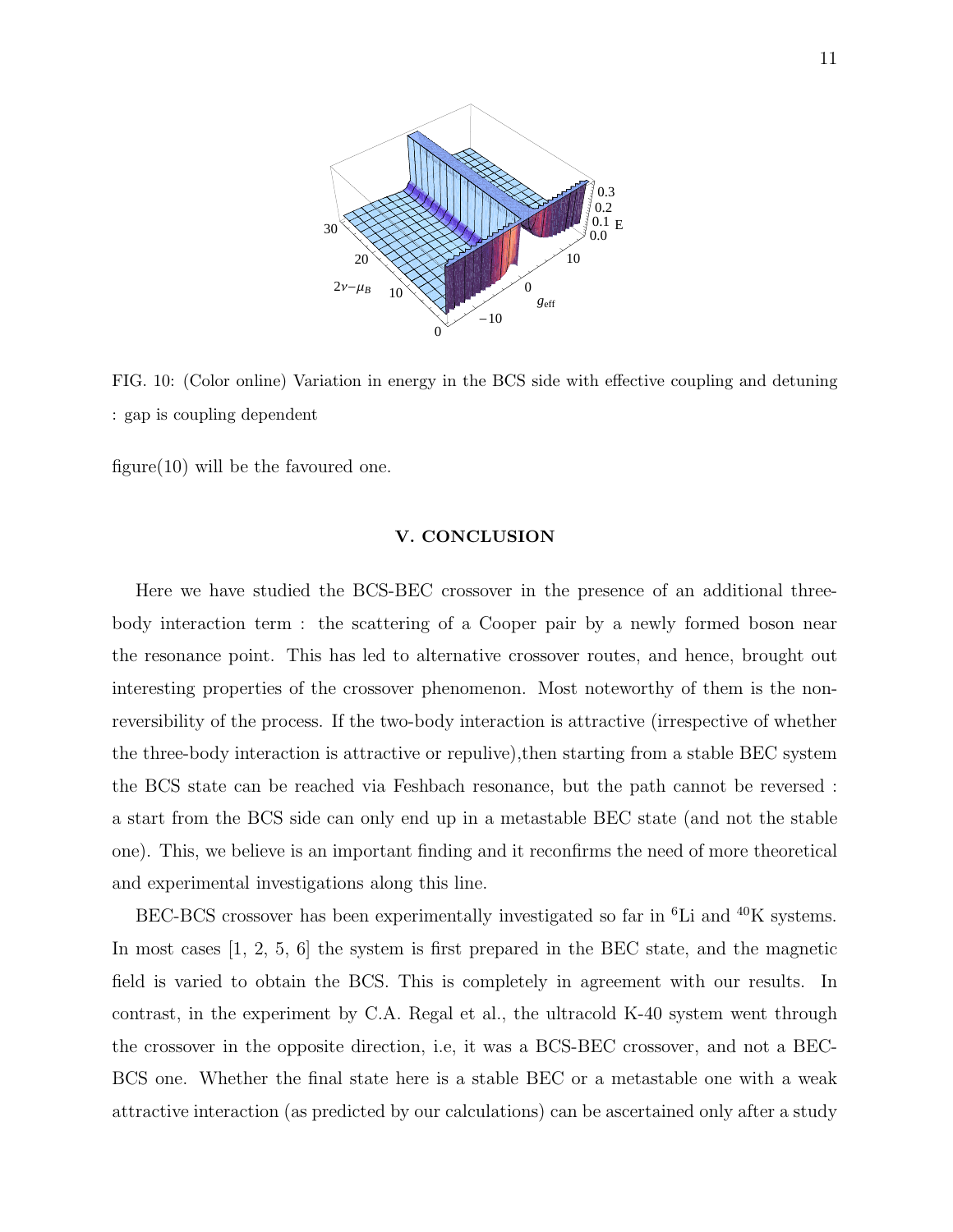FIG. 10: (Color online) Variation in energy in the BCS side with effective coupling and detuning : gap is coupling dependent

figure(10) will be the favoured one.

## V. CONCLUSION

Here we have studied the BCS-BEC crossover in the presence of an additional three-body interaction term : the scattering of a Cooper pair by a newly formed boson near the resonance point. This has led to alternative crossover routes, and hence, brought out interesting properties of the crossover phenomenon. Most noteworthy of them is the non-reversibility of the process. If the two-body interaction is attractive (irrespective of whether the three-body interaction is attractive or repulive),then starting from a stable BEC system the BCS state can be reached via Feshbach resonance, but the path cannot be reversed : a start from the BCS side can only end up in a metastable BEC state (and not the stable one). This, we believe is an important finding and it reconfirms the need of more theoretical and experimental investigations along this line.

BEC-BCS crossover has been experimentally investigated so far in $^{6}$Li and $^{40}$K systems. In most cases [1, 2, 5, 6] the system is first prepared in the BEC state, and the magnetic field is varied to obtain the BCS. This is completely in agreement with our results. In contrast, in the experiment by C.A. Regal et al., the ultracold K-40 system went through the crossover in the opposite direction, i.e, it was a BCS-BEC crossover, and not a BEC-BCS one. Whether the final state here is a stable BEC or a metastable one with a weak attractive interaction (as predicted by our calculations) can be ascertained only after a study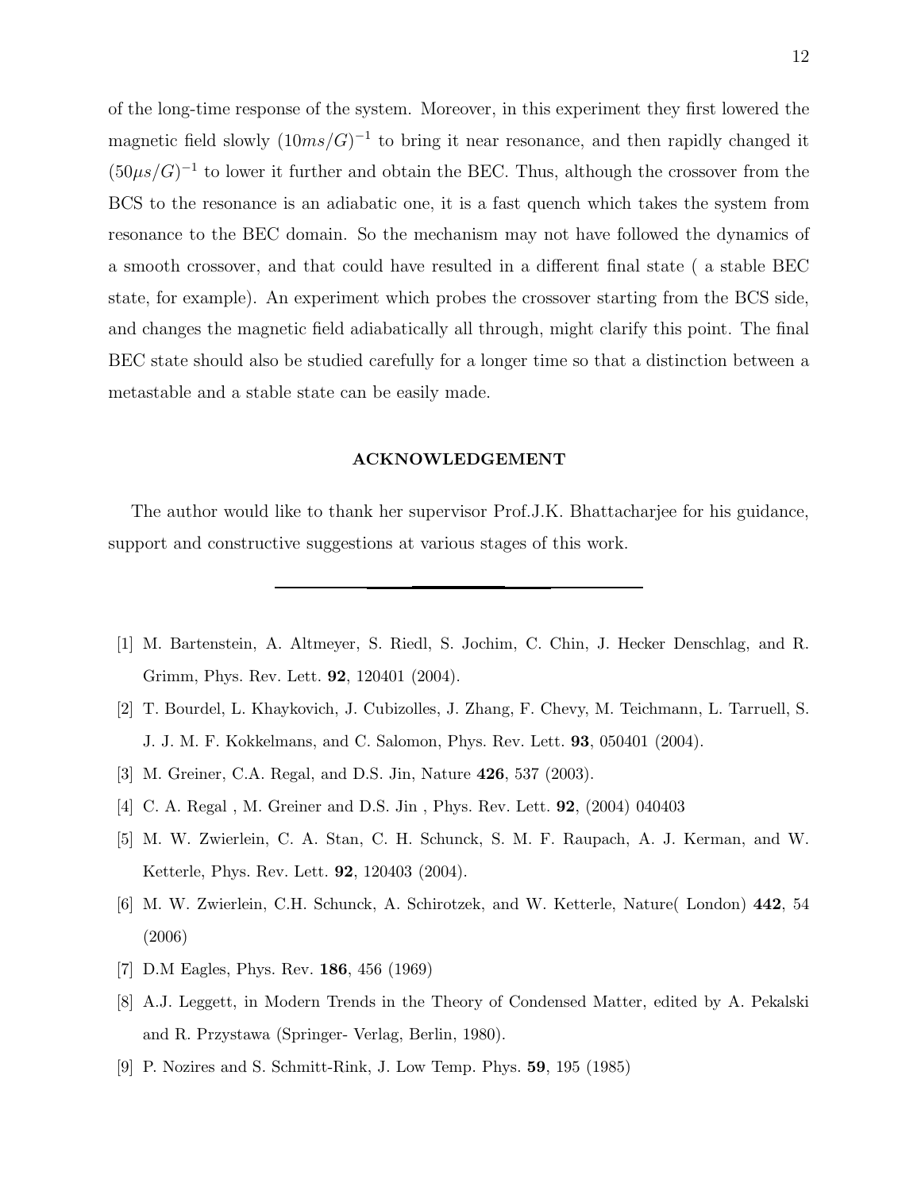of the long-time response of the system. Moreover, in this experiment they first lowered the magnetic field slowly $(10ms/G)^{-1}$ to bring it near resonance, and then rapidly changed it $(50\mu s/G)^{-1}$ to lower it further and obtain the BEC. Thus, although the crossover from the BCS to the resonance is an adiabatic one, it is a fast quench which takes the system from resonance to the BEC domain. So the mechanism may not have followed the dynamics of a smooth crossover, and that could have resulted in a different final state ( a stable BEC state, for example). An experiment which probes the crossover starting from the BCS side, and changes the magnetic field adiabatically all through, might clarify this point. The final BEC state should also be studied carefully for a longer time so that a distinction between a metastable and a stable state can be easily made.

## ACKNOWLEDGEMENT

The author would like to thank her supervisor Prof.J.K. Bhattacharjee for his guidance, support and constructive suggestions at various stages of this work.

---

[1] M. Bartenstein, A. Altmeyer, S. Riedl, S. Jochim, C. Chin, J. Hecker Denschlag, and R. Grimm, Phys. Rev. Lett. **92**, 120401 (2004).

[2] T. Bourdel, L. Khaykovich, J. Cubizolles, J. Zhang, F. Chevy, M. Teichmann, L. Tarruell, S. J. J. M. F. Kokkelmans, and C. Salomon, Phys. Rev. Lett. **93**, 050401 (2004).

[3] M. Greiner, C.A. Regal, and D.S. Jin, Nature **426**, 537 (2003).

[4] C. A. Regal , M. Greiner and D.S. Jin , Phys. Rev. Lett. **92**, (2004) 040403

[5] M. W. Zwierlein, C. A. Stan, C. H. Schunck, S. M. F. Raupach, A. J. Kerman, and W. Ketterle, Phys. Rev. Lett. **92**, 120403 (2004).

[6] M. W. Zwierlein, C.H. Schunck, A. Schirotzek, and W. Ketterle, Nature( London) **442**, 54 (2006)

[7] D.M Eagles, Phys. Rev. **186**, 456 (1969)

[8] A.J. Leggett, in Modern Trends in the Theory of Condensed Matter, edited by A. Pekalski and R. Przystawa (Springer- Verlag, Berlin, 1980).

[9] P. Nozires and S. Schmitt-Rink, J. Low Temp. Phys. **59**, 195 (1985)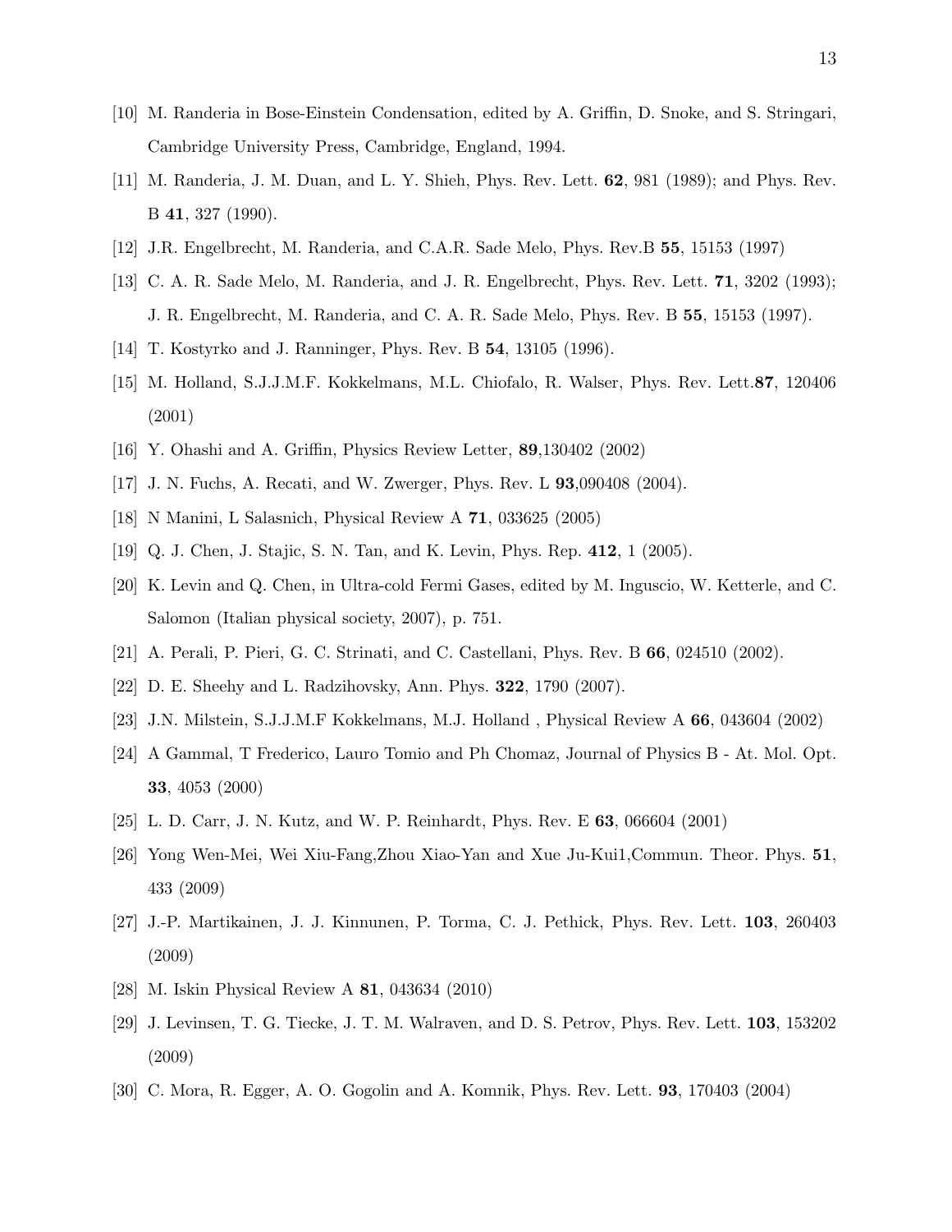[10] M. Randeria in Bose-Einstein Condensation, edited by A. Griffin, D. Snoke, and S. Stringari, Cambridge University Press, Cambridge, England, 1994.

[11] M. Randeria, J. M. Duan, and L. Y. Shieh, Phys. Rev. Lett. **62**, 981 (1989); and Phys. Rev. B **41**, 327 (1990).

[12] J.R. Engelbrecht, M. Randeria, and C.A.R. Sade Melo, Phys. Rev.B **55**, 15153 (1997)

[13] C. A. R. Sade Melo, M. Randeria, and J. R. Engelbrecht, Phys. Rev. Lett. **71**, 3202 (1993); J. R. Engelbrecht, M. Randeria, and C. A. R. Sade Melo, Phys. Rev. B **55**, 15153 (1997).

[14] T. Kostyrko and J. Ranninger, Phys. Rev. B **54**, 13105 (1996).

[15] M. Holland, S.J.J.M.F. Kokkelmans, M.L. Chiofalo, R. Walser, Phys. Rev. Lett.**87**, 120406 (2001)

[16] Y. Ohashi and A. Griffin, Physics Review Letter, **89**,130402 (2002)

[17] J. N. Fuchs, A. Recati, and W. Zwerger, Phys. Rev. L **93**,090408 (2004).

[18] N Manini, L Salasnich, Physical Review A **71**, 033625 (2005)

[19] Q. J. Chen, J. Stajic, S. N. Tan, and K. Levin, Phys. Rep. **412**, 1 (2005).

[20] K. Levin and Q. Chen, in Ultra-cold Fermi Gases, edited by M. Inguscio, W. Ketterle, and C. Salomon (Italian physical society, 2007), p. 751.

[21] A. Perali, P. Pieri, G. C. Strinati, and C. Castellani, Phys. Rev. B **66**, 024510 (2002).

[22] D. E. Sheehy and L. Radzihovsky, Ann. Phys. **322**, 1790 (2007).

[23] J.N. Milstein, S.J.J.M.F Kokkelmans, M.J. Holland , Physical Review A **66**, 043604 (2002)

[24] A Gammal, T Frederico, Lauro Tomio and Ph Chomaz, Journal of Physics B - At. Mol. Opt. **33**, 4053 (2000)

[25] L. D. Carr, J. N. Kutz, and W. P. Reinhardt, Phys. Rev. E **63**, 066604 (2001)

[26] Yong Wen-Mei, Wei Xiu-Fang,Zhou Xiao-Yan and Xue Ju-Kui1,Commun. Theor. Phys. **51**, 433 (2009)

[27] J.-P. Martikainen, J. J. Kinnunen, P. Torma, C. J. Pethick, Phys. Rev. Lett. **103**, 260403 (2009)

[28] M. Iskin Physical Review A **81**, 043634 (2010)

[29] J. Levinsen, T. G. Tiecke, J. T. M. Walraven, and D. S. Petrov, Phys. Rev. Lett. **103**, 153202 (2009)

[30] C. Mora, R. Egger, A. O. Gogolin and A. Komnik, Phys. Rev. Lett. **93**, 170403 (2004)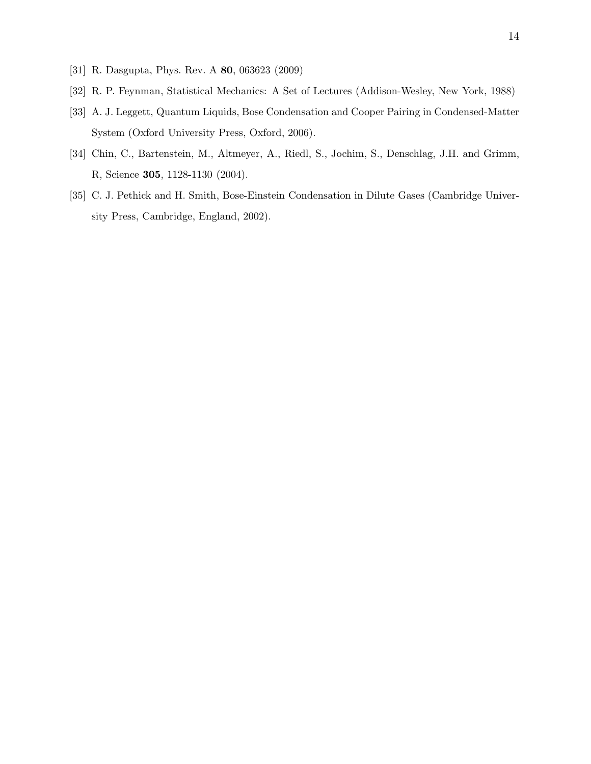[31] R. Dasgupta, Phys. Rev. A **80**, 063623 (2009)

[32] R. P. Feynman, Statistical Mechanics: A Set of Lectures (Addison-Wesley, New York, 1988)

[33] A. J. Leggett, Quantum Liquids, Bose Condensation and Cooper Pairing in Condensed-Matter System (Oxford University Press, Oxford, 2006).

[34] Chin, C., Bartenstein, M., Altmeyer, A., Riedl, S., Jochim, S., Denschlag, J.H. and Grimm, R, Science **305**, 1128-1130 (2004).

[35] C. J. Pethick and H. Smith, Bose-Einstein Condensation in Dilute Gases (Cambridge University Press, Cambridge, England, 2002).